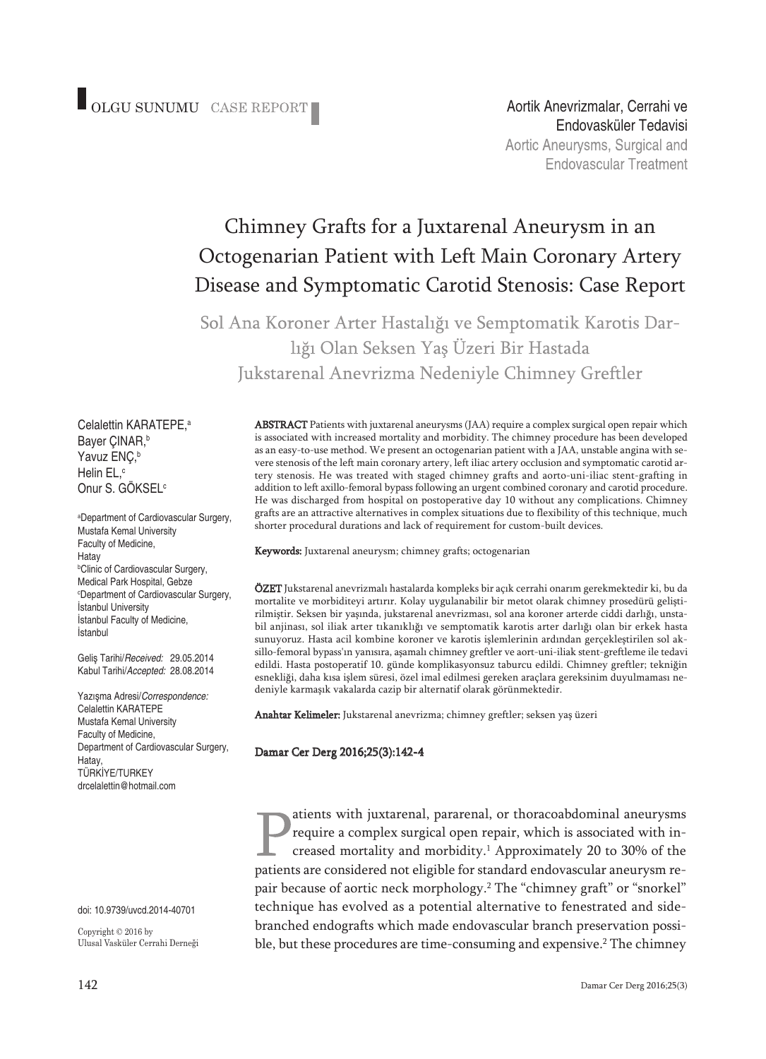OLGU SUNUMU CASE REPORT

Aortik Anevrizmalar, Cerrahi ve Endovasküler Tedavisi
Aortic Aneurysms, Surgical and Endovascular Treatment

# Chimney Grafts for a Juxtarenal Aneurysm in an Octogenarian Patient with Left Main Coronary Artery Disease and Symptomatic Carotid Stenosis: Case Report

## Sol Ana Koroner Arter Hastalığı ve Semptomatik Karotis Darlığı Olan Seksen Yaş Üzeri Bir Hastada Jukstarenal Anevrizma Nedeniyle Chimney Greftler

Celalettin KARATEPE,[a]
Bayer ÇINAR,[b]
Yavuz ENÇ,[b]
Helin EL,[c]
Onur S. GÖKSEL[c]

[a]Department of Cardiovascular Surgery, Mustafa Kemal University Faculty of Medicine, Hatay
[b]Clinic of Cardiovascular Surgery, Medical Park Hospital, Gebze
[c]Department of Cardiovascular Surgery, İstanbul University İstanbul Faculty of Medicine, İstanbul

Geliş Tarihi/*Received:* 29.05.2014
Kabul Tarihi/*Accepted:* 28.08.2014

Yazışma Adresi/*Correspondence:*
Celalettin KARATEPE
Mustafa Kemal University
Faculty of Medicine,
Department of Cardiovascular Surgery,
Hatay,
TÜRKİYE/TURKEY
drcelalettin@hotmail.com

doi: 10.9739/uvcd.2014-40701

Copyright © 2016 by
Ulusal Vasküler Cerrahi Derneği

**ABSTRACT** Patients with juxtarenal aneurysms (JAA) require a complex surgical open repair which is associated with increased mortality and morbidity. The chimney procedure has been developed as an easy-to-use method. We present an octogenarian patient with a JAA, unstable angina with severe stenosis of the left main coronary artery, left iliac artery occlusion and symptomatic carotid artery stenosis. He was treated with staged chimney grafts and aorto-uni-iliac stent-grafting in addition to left axillo-femoral bypass following an urgent combined coronary and carotid procedure. He was discharged from hospital on postoperative day 10 without any complications. Chimney grafts are an attractive alternatives in complex situations due to flexibility of this technique, much shorter procedural durations and lack of requirement for custom-built devices.

**Keywords:** Juxtarenal aneurysm; chimney grafts; octogenarian

**ÖZET** Jukstarenal anevrizmalı hastalarda kompleks bir açık cerrahi onarım gerekmektedir ki, bu da mortalite ve morbiditeyi artırır. Kolay uygulanabilir bir metot olarak chimney prosedürü geliştirilmiştir. Seksen bir yaşında, jukstarenal anevrizması, sol ana koroner arterde ciddi darlığı, unstabil anjinası, sol iliak arter tıkanıklığı ve semptomatik karotis arter darlığı olan bir erkek hasta sunuyoruz. Hasta acil kombine koroner ve karotis işlemlerinin ardından gerçekleştirilen sol aksillo-femoral bypass'ın yanısıra, aşamalı chimney greftler ve aort-uni-iliak stent-greftleme ile tedavi edildi. Hasta postoperatif 10. günde komplikasyonsuz taburcu edildi. Chimney greftler; tekniğin esnekliği, daha kısa işlem süresi, özel imal edilmesi gereken araçlara gereksinim duyulmaması nedeniyle karmaşık vakalarda cazip bir alternatif olarak görünmektedir.

**Anahtar Kelimeler:** Jukstarenal anevrizma; chimney greftler; seksen yaş üzeri

**Damar Cer Derg 2016;25(3):142-4**

Patients with juxtarenal, pararenal, or thoracoabdominal aneurysms require a complex surgical open repair, which is associated with increased mortality and morbidity.[1] Approximately 20 to 30% of the patients are considered not eligible for standard endovascular aneurysm repair because of aortic neck morphology.[2] The "chimney graft" or "snorkel" technique has evolved as a potential alternative to fenestrated and side-branched endografts which made endovascular branch preservation possible, but these procedures are time-consuming and expensive.[2] The chimney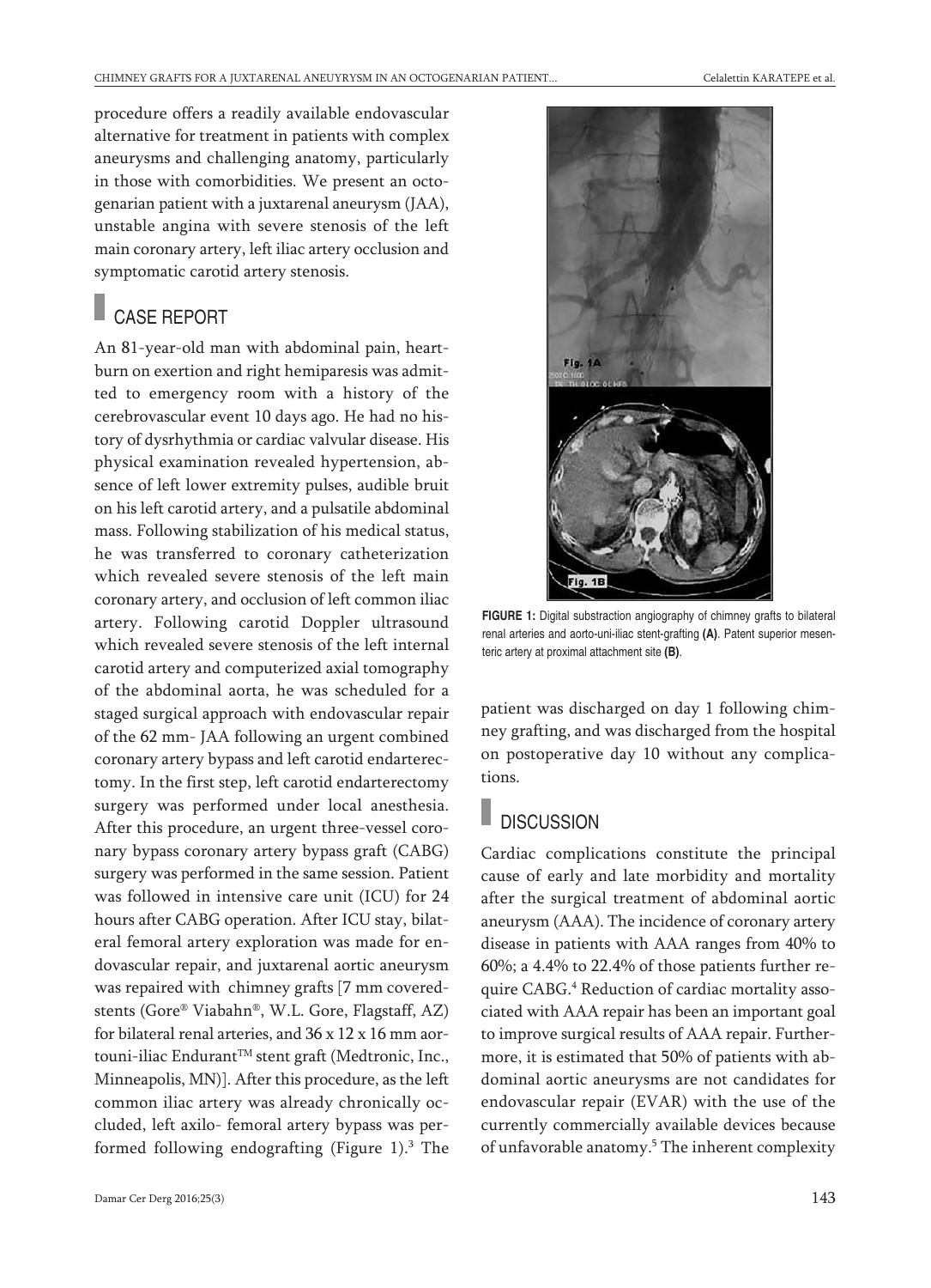procedure offers a readily available endovascular alternative for treatment in patients with complex aneurysms and challenging anatomy, particularly in those with comorbidities. We present an octogenarian patient with a juxtarenal aneurysm (JAA), unstable angina with severe stenosis of the left main coronary artery, left iliac artery occlusion and symptomatic carotid artery stenosis.

## CASE REPORT

An 81-year-old man with abdominal pain, heartburn on exertion and right hemiparesis was admitted to emergency room with a history of the cerebrovascular event 10 days ago. He had no history of dysrhythmia or cardiac valvular disease. His physical examination revealed hypertension, absence of left lower extremity pulses, audible bruit on his left carotid artery, and a pulsatile abdominal mass. Following stabilization of his medical status, he was transferred to coronary catheterization which revealed severe stenosis of the left main coronary artery, and occlusion of left common iliac artery. Following carotid Doppler ultrasound which revealed severe stenosis of the left internal carotid artery and computerized axial tomography of the abdominal aorta, he was scheduled for a staged surgical approach with endovascular repair of the 62 mm- JAA following an urgent combined coronary artery bypass and left carotid endarterectomy. In the first step, left carotid endarterectomy surgery was performed under local anesthesia. After this procedure, an urgent three-vessel coronary bypass coronary artery bypass graft (CABG) surgery was performed in the same session. Patient was followed in intensive care unit (ICU) for 24 hours after CABG operation. After ICU stay, bilateral femoral artery exploration was made for endovascular repair, and juxtarenal aortic aneurysm was repaired with chimney grafts [7 mm covered-stents (Gore® Viabahn®, W.L. Gore, Flagstaff, AZ) for bilateral renal arteries, and 36 x 12 x 16 mm aortouni-iliac Endurant™ stent graft (Medtronic, Inc., Minneapolis, MN)]. After this procedure, as the left common iliac artery was already chronically occluded, left axilo- femoral artery bypass was performed following endografting (Figure 1).[3] The patient was discharged on day 1 following chimney grafting, and was discharged from the hospital on postoperative day 10 without any complications.

**FIGURE 1:** Digital substraction angiography of chimney grafts to bilateral renal arteries and aorto-uni-iliac stent-grafting **(A)**. Patent superior mesenteric artery at proximal attachment site **(B)**.

## DISCUSSION

Cardiac complications constitute the principal cause of early and late morbidity and mortality after the surgical treatment of abdominal aortic aneurysm (AAA). The incidence of coronary artery disease in patients with AAA ranges from 40% to 60%; a 4.4% to 22.4% of those patients further require CABG.[4] Reduction of cardiac mortality associated with AAA repair has been an important goal to improve surgical results of AAA repair. Furthermore, it is estimated that 50% of patients with abdominal aortic aneurysms are not candidates for endovascular repair (EVAR) with the use of the currently commercially available devices because of unfavorable anatomy.[5] The inherent complexity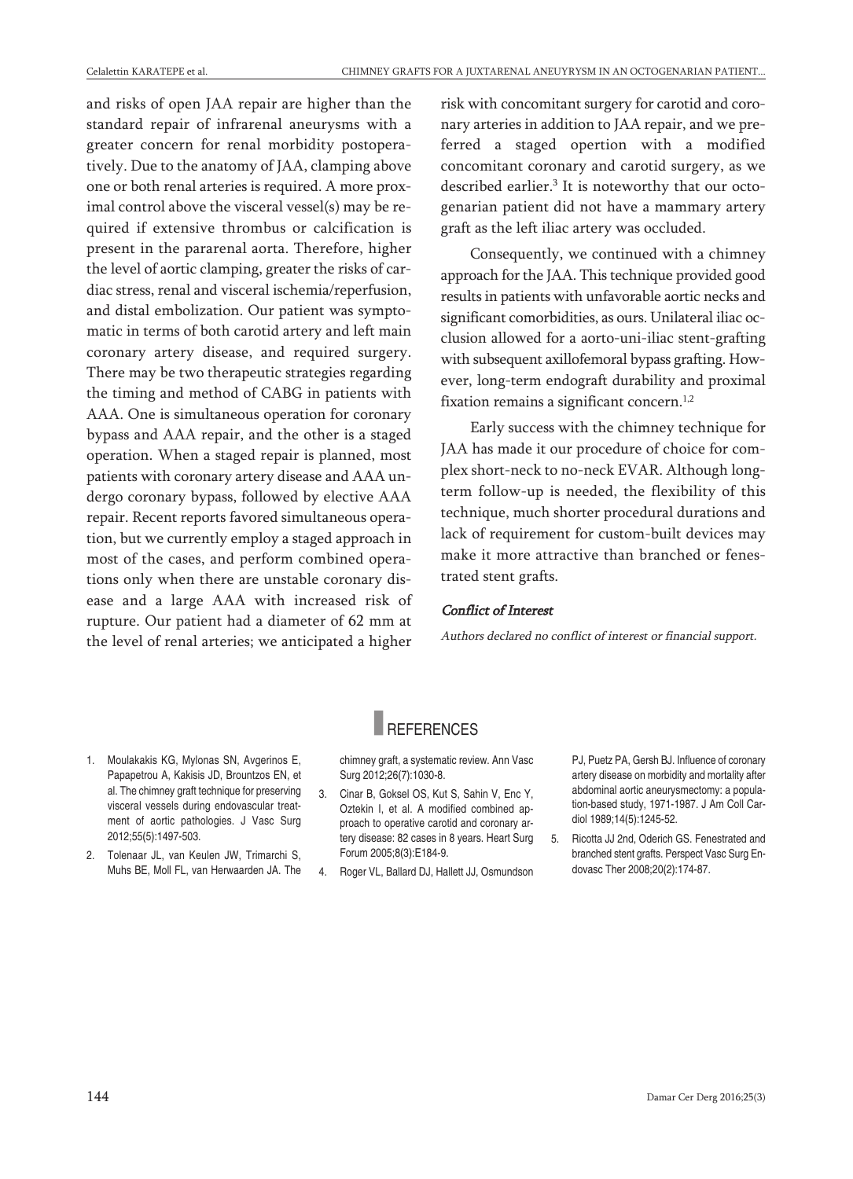and risks of open JAA repair are higher than the standard repair of infrarenal aneurysms with a greater concern for renal morbidity postoperatively. Due to the anatomy of JAA, clamping above one or both renal arteries is required. A more proximal control above the visceral vessel(s) may be required if extensive thrombus or calcification is present in the pararenal aorta. Therefore, higher the level of aortic clamping, greater the risks of cardiac stress, renal and visceral ischemia/reperfusion, and distal embolization. Our patient was symptomatic in terms of both carotid artery and left main coronary artery disease, and required surgery. There may be two therapeutic strategies regarding the timing and method of CABG in patients with AAA. One is simultaneous operation for coronary bypass and AAA repair, and the other is a staged operation. When a staged repair is planned, most patients with coronary artery disease and AAA undergo coronary bypass, followed by elective AAA repair. Recent reports favored simultaneous operation, but we currently employ a staged approach in most of the cases, and perform combined operations only when there are unstable coronary disease and a large AAA with increased risk of rupture. Our patient had a diameter of 62 mm at the level of renal arteries; we anticipated a higher risk with concomitant surgery for carotid and coronary arteries in addition to JAA repair, and we preferred a staged opertion with a modified concomitant coronary and carotid surgery, as we described earlier.[3] It is noteworthy that our octogenarian patient did not have a mammary artery graft as the left iliac artery was occluded.

Consequently, we continued with a chimney approach for the JAA. This technique provided good results in patients with unfavorable aortic necks and significant comorbidities, as ours. Unilateral iliac occlusion allowed for a aorto-uni-iliac stent-grafting with subsequent axillofemoral bypass grafting. However, long-term endograft durability and proximal fixation remains a significant concern.[1,2]

Early success with the chimney technique for JAA has made it our procedure of choice for complex short-neck to no-neck EVAR. Although long-term follow-up is needed, the flexibility of this technique, much shorter procedural durations and lack of requirement for custom-built devices may make it more attractive than branched or fenestrated stent grafts.

### *Conflict of Interest*

*Authors declared no conflict of interest or financial support.*

## REFERENCES

1. Moulakakis KG, Mylonas SN, Avgerinos E, Papapetrou A, Kakisis JD, Brountzos EN, et al. The chimney graft technique for preserving visceral vessels during endovascular treatment of aortic pathologies. J Vasc Surg 2012;55(5):1497-503.
2. Tolenaar JL, van Keulen JW, Trimarchi S, Muhs BE, Moll FL, van Herwaarden JA. The chimney graft, a systematic review. Ann Vasc Surg 2012;26(7):1030-8.
3. Cinar B, Goksel OS, Kut S, Sahin V, Enc Y, Oztekin I, et al. A modified combined approach to operative carotid and coronary artery disease: 82 cases in 8 years. Heart Surg Forum 2005;8(3):E184-9.
4. Roger VL, Ballard DJ, Hallett JJ, Osmundson PJ, Puetz PA, Gersh BJ. Influence of coronary artery disease on morbidity and mortality after abdominal aortic aneurysmectomy: a population-based study, 1971-1987. J Am Coll Cardiol 1989;14(5):1245-52.
5. Ricotta JJ 2nd, Oderich GS. Fenestrated and branched stent grafts. Perspect Vasc Surg Endovasc Ther 2008;20(2):174-87.